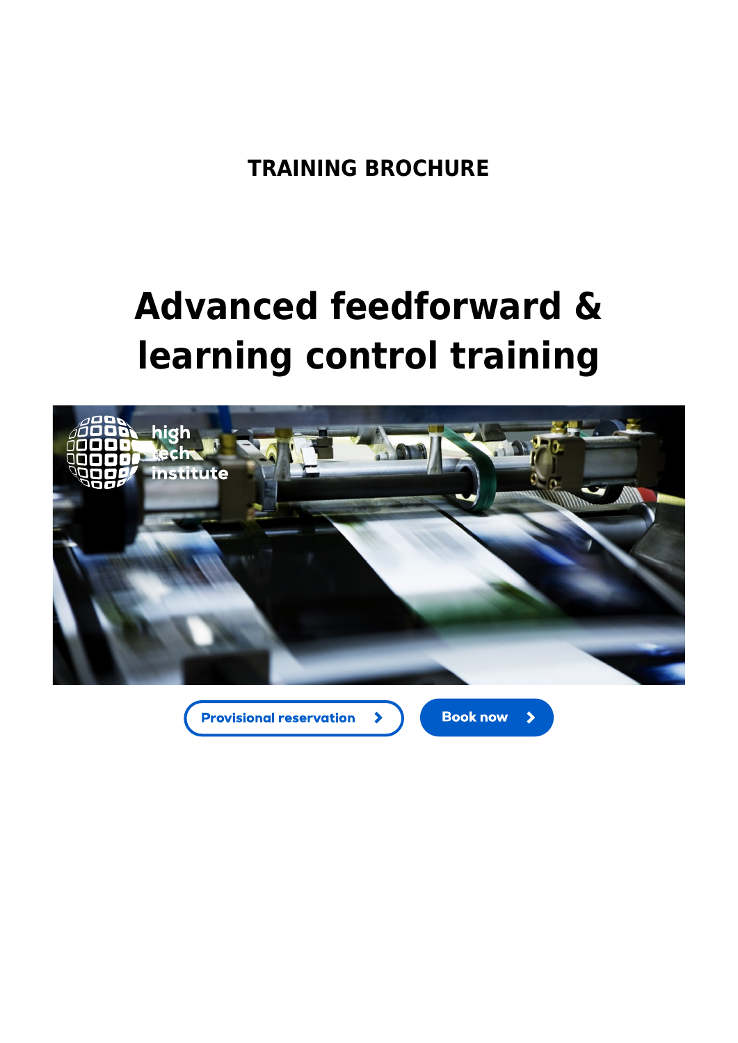TRAINING BROCHURE

# Advanced feedforward & learning control training

Provisional reservation

Book now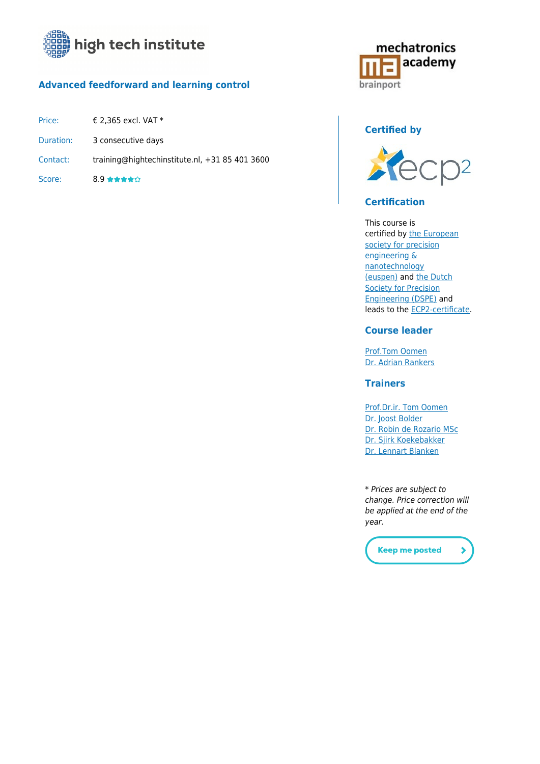## Advanced feedforward and learning control

| | |
|---|---|
| Price: | € 2,365 excl. VAT * |
| Duration: | 3 consecutive days |
| Contact: | training@hightechinstitute.nl, +31 85 401 3600 |
| Score: | 8.9 |

### Certified by

### Certification

This course is certified by the European society for precision engineering & nanotechnology (euspen) and the Dutch Society for Precision Engineering (DSPE) and leads to the ECP2-certificate.

### Course leader

Prof.Tom Oomen
Dr. Adrian Rankers

### Trainers

Prof.Dr.ir. Tom Oomen
Dr. Joost Bolder
Dr. Robin de Rozario MSc
Dr. Sjirk Koekebakker
Dr. Lennart Blanken

*\* Prices are subject to change. Price correction will be applied at the end of the year.*

Keep me posted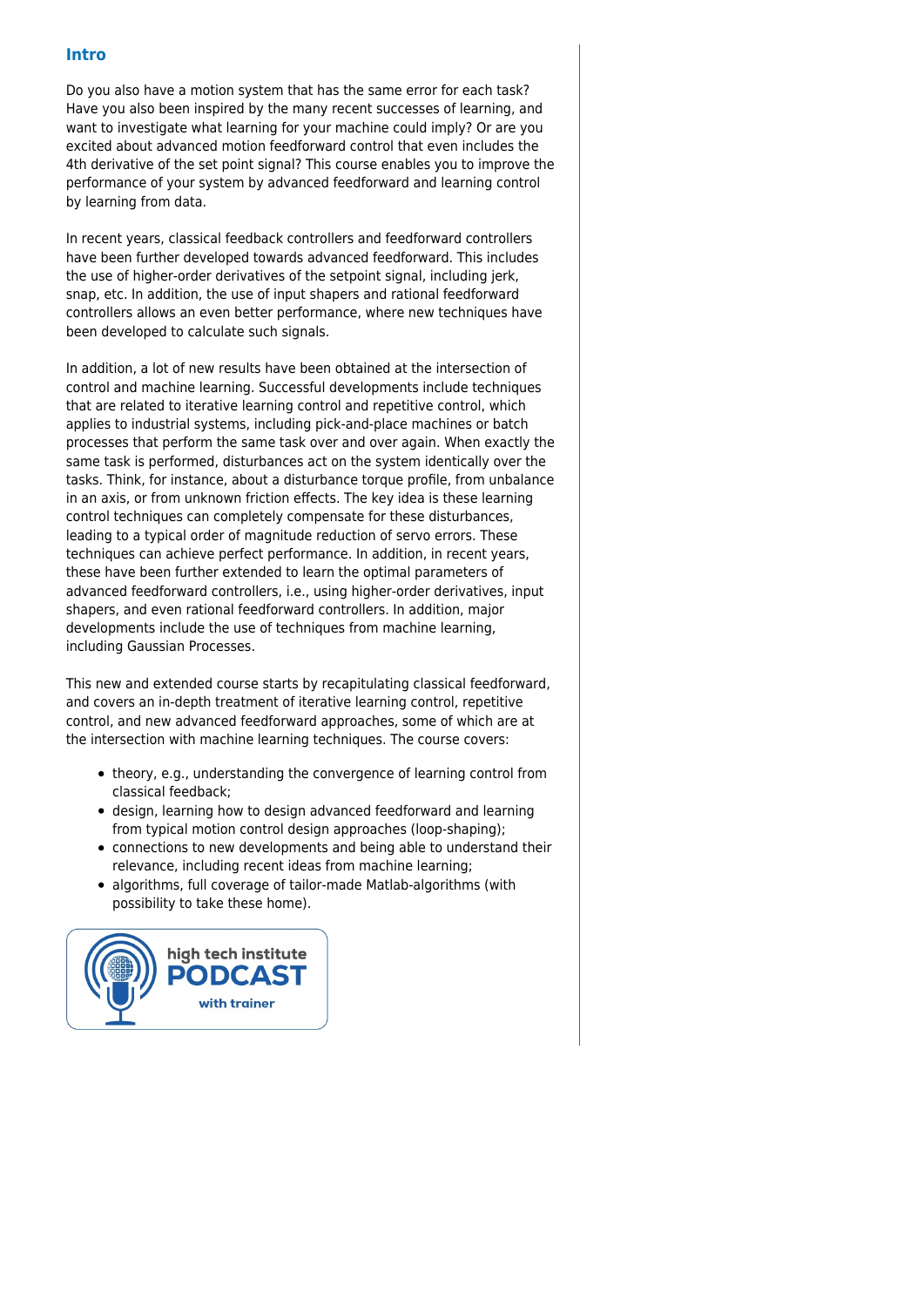## Intro

Do you also have a motion system that has the same error for each task? Have you also been inspired by the many recent successes of learning, and want to investigate what learning for your machine could imply? Or are you excited about advanced motion feedforward control that even includes the 4th derivative of the set point signal? This course enables you to improve the performance of your system by advanced feedforward and learning control by learning from data.

In recent years, classical feedback controllers and feedforward controllers have been further developed towards advanced feedforward. This includes the use of higher-order derivatives of the setpoint signal, including jerk, snap, etc. In addition, the use of input shapers and rational feedforward controllers allows an even better performance, where new techniques have been developed to calculate such signals.

In addition, a lot of new results have been obtained at the intersection of control and machine learning. Successful developments include techniques that are related to iterative learning control and repetitive control, which applies to industrial systems, including pick-and-place machines or batch processes that perform the same task over and over again. When exactly the same task is performed, disturbances act on the system identically over the tasks. Think, for instance, about a disturbance torque profile, from unbalance in an axis, or from unknown friction effects. The key idea is these learning control techniques can completely compensate for these disturbances, leading to a typical order of magnitude reduction of servo errors. These techniques can achieve perfect performance. In addition, in recent years, these have been further extended to learn the optimal parameters of advanced feedforward controllers, i.e., using higher-order derivatives, input shapers, and even rational feedforward controllers. In addition, major developments include the use of techniques from machine learning, including Gaussian Processes.

This new and extended course starts by recapitulating classical feedforward, and covers an in-depth treatment of iterative learning control, repetitive control, and new advanced feedforward approaches, some of which are at the intersection with machine learning techniques. The course covers:

- theory, e.g., understanding the convergence of learning control from classical feedback;
- design, learning how to design advanced feedforward and learning from typical motion control design approaches (loop-shaping);
- connections to new developments and being able to understand their relevance, including recent ideas from machine learning;
- algorithms, full coverage of tailor-made Matlab-algorithms (with possibility to take these home).

high tech institute
PODCAST
with trainer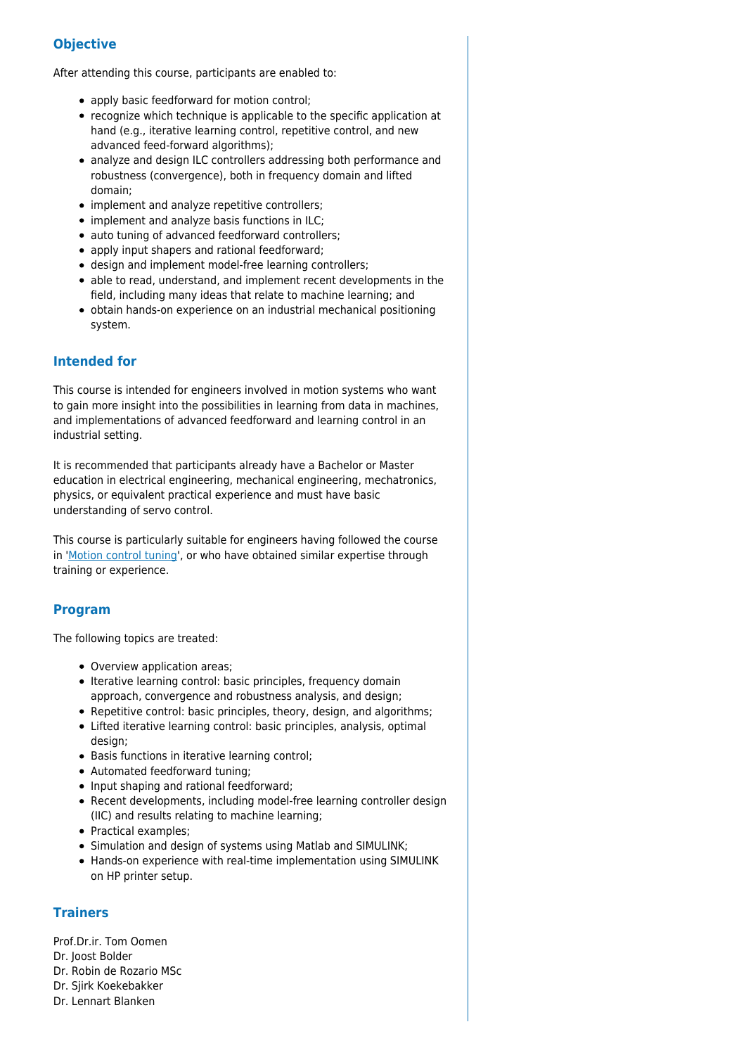## Objective

After attending this course, participants are enabled to:

- apply basic feedforward for motion control;
- recognize which technique is applicable to the specific application at hand (e.g., iterative learning control, repetitive control, and new advanced feed-forward algorithms);
- analyze and design ILC controllers addressing both performance and robustness (convergence), both in frequency domain and lifted domain;
- implement and analyze repetitive controllers;
- implement and analyze basis functions in ILC;
- auto tuning of advanced feedforward controllers;
- apply input shapers and rational feedforward;
- design and implement model-free learning controllers;
- able to read, understand, and implement recent developments in the field, including many ideas that relate to machine learning; and
- obtain hands-on experience on an industrial mechanical positioning system.

## Intended for

This course is intended for engineers involved in motion systems who want to gain more insight into the possibilities in learning from data in machines, and implementations of advanced feedforward and learning control in an industrial setting.

It is recommended that participants already have a Bachelor or Master education in electrical engineering, mechanical engineering, mechatronics, physics, or equivalent practical experience and must have basic understanding of servo control.

This course is particularly suitable for engineers having followed the course in 'Motion control tuning', or who have obtained similar expertise through training or experience.

## Program

The following topics are treated:

- Overview application areas;
- Iterative learning control: basic principles, frequency domain approach, convergence and robustness analysis, and design;
- Repetitive control: basic principles, theory, design, and algorithms;
- Lifted iterative learning control: basic principles, analysis, optimal design;
- Basis functions in iterative learning control;
- Automated feedforward tuning;
- Input shaping and rational feedforward;
- Recent developments, including model-free learning controller design (IIC) and results relating to machine learning;
- Practical examples;
- Simulation and design of systems using Matlab and SIMULINK;
- Hands-on experience with real-time implementation using SIMULINK on HP printer setup.

## Trainers

Prof.Dr.ir. Tom Oomen
Dr. Joost Bolder
Dr. Robin de Rozario MSc
Dr. Sjirk Koekebakker
Dr. Lennart Blanken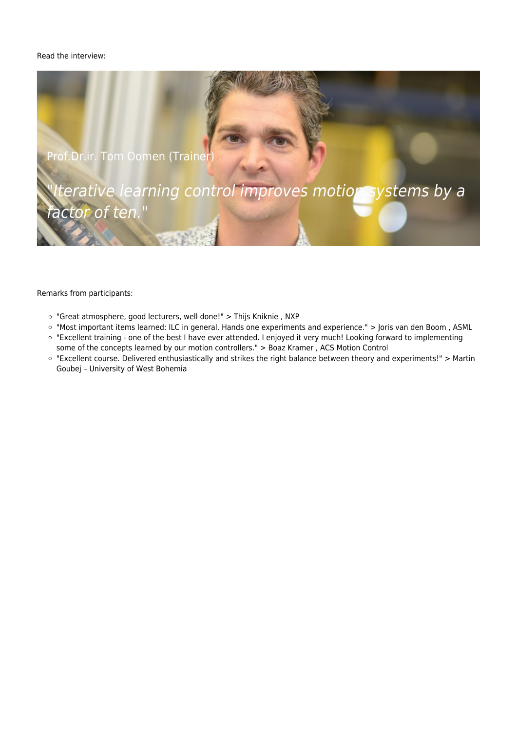Read the interview:

Prof.Dr.ir. Tom Oomen (Trainer)

*"Iterative learning control improves motion systems by a factor of ten."*

Remarks from participants:

- "Great atmosphere, good lecturers, well done!" > Thijs Kniknie , NXP
- "Most important items learned: ILC in general. Hands one experiments and experience." > Joris van den Boom , ASML
- "Excellent training - one of the best I have ever attended. I enjoyed it very much! Looking forward to implementing some of the concepts learned by our motion controllers." > Boaz Kramer , ACS Motion Control
- "Excellent course. Delivered enthusiastically and strikes the right balance between theory and experiments!" > Martin Goubej – University of West Bohemia